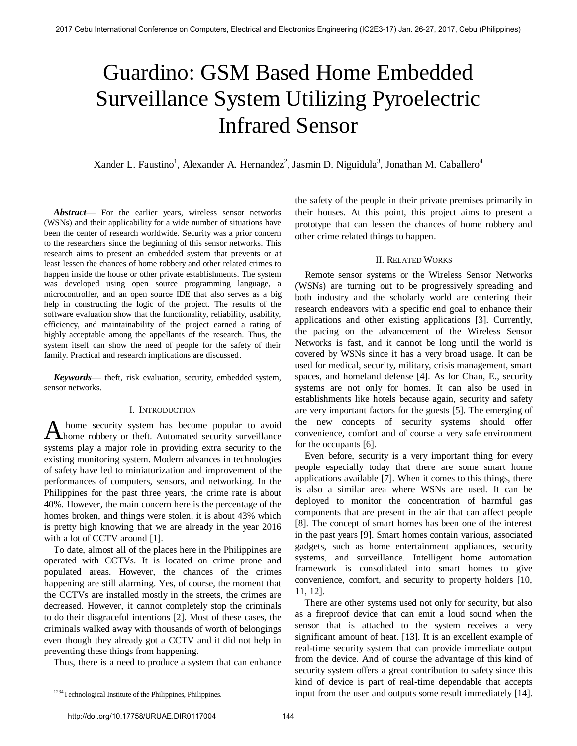# Guardino: GSM Based Home Embedded Surveillance System Utilizing Pyroelectric Infrared Sensor

Xander L. Faustino[1], Alexander A. Hernandez[2], Jasmin D. Niguidula[3], Jonathan M. Caballero[4]

***Abstract*—** For the earlier years, wireless sensor networks (WSNs) and their applicability for a wide number of situations have been the center of research worldwide. Security was a prior concern to the researchers since the beginning of this sensor networks. This research aims to present an embedded system that prevents or at least lessen the chances of home robbery and other related crimes to happen inside the house or other private establishments. The system was developed using open source programming language, a microcontroller, and an open source IDE that also serves as a big help in constructing the logic of the project. The results of the software evaluation show that the functionality, reliability, usability, efficiency, and maintainability of the project earned a rating of highly acceptable among the appellants of the research. Thus, the system itself can show the need of people for the safety of their family. Practical and research implications are discussed.

***Keywords*—** theft, risk evaluation, security, embedded system, sensor networks.

## I. Introduction

A home security system has become popular to avoid home robbery or theft. Automated security surveillance systems play a major role in providing extra security to the existing monitoring system. Modern advances in technologies of safety have led to miniaturization and improvement of the performances of computers, sensors, and networking. In the Philippines for the past three years, the crime rate is about 40%. However, the main concern here is the percentage of the homes broken, and things were stolen, it is about 43% which is pretty high knowing that we are already in the year 2016 with a lot of CCTV around [1].

To date, almost all of the places here in the Philippines are operated with CCTVs. It is located on crime prone and populated areas. However, the chances of the crimes happening are still alarming. Yes, of course, the moment that the CCTVs are installed mostly in the streets, the crimes are decreased. However, it cannot completely stop the criminals to do their disgraceful intentions [2]. Most of these cases, the criminals walked away with thousands of worth of belongings even though they already got a CCTV and it did not help in preventing these things from happening.

Thus, there is a need to produce a system that can enhance the safety of the people in their private premises primarily in their houses. At this point, this project aims to present a prototype that can lessen the chances of home robbery and other crime related things to happen.

## II. Related Works

Remote sensor systems or the Wireless Sensor Networks (WSNs) are turning out to be progressively spreading and both industry and the scholarly world are centering their research endeavors with a specific end goal to enhance their applications and other existing applications [3]. Currently, the pacing on the advancement of the Wireless Sensor Networks is fast, and it cannot be long until the world is covered by WSNs since it has a very broad usage. It can be used for medical, security, military, crisis management, smart spaces, and homeland defense [4]. As for Chan, E., security systems are not only for homes. It can also be used in establishments like hotels because again, security and safety are very important factors for the guests [5]. The emerging of the new concepts of security systems should offer convenience, comfort and of course a very safe environment for the occupants [6].

Even before, security is a very important thing for every people especially today that there are some smart home applications available [7]. When it comes to this things, there is also a similar area where WSNs are used. It can be deployed to monitor the concentration of harmful gas components that are present in the air that can affect people [8]. The concept of smart homes has been one of the interest in the past years [9]. Smart homes contain various, associated gadgets, such as home entertainment appliances, security systems, and surveillance. Intelligent home automation framework is consolidated into smart homes to give convenience, comfort, and security to property holders [10, 11, 12].

There are other systems used not only for security, but also as a fireproof device that can emit a loud sound when the sensor that is attached to the system receives a very significant amount of heat. [13]. It is an excellent example of real-time security system that can provide immediate output from the device. And of course the advantage of this kind of security system offers a great contribution to safety since this kind of device is part of real-time dependable that accepts input from the user and outputs some result immediately [14].

[1234]Technological Institute of the Philippines, Philippines.

http://doi.org/10.17758/URUAE.DIR0117004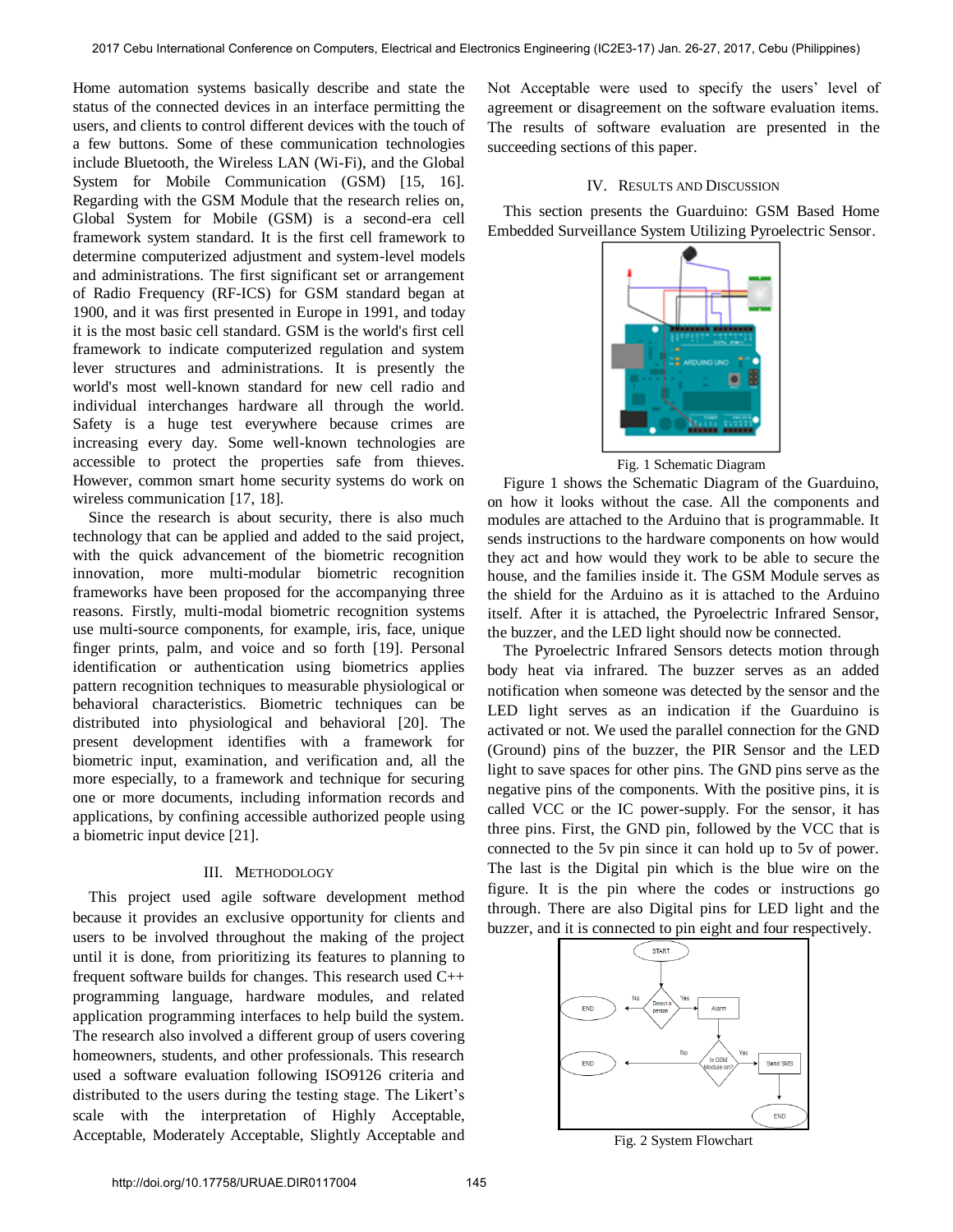Home automation systems basically describe and state the status of the connected devices in an interface permitting the users, and clients to control different devices with the touch of a few buttons. Some of these communication technologies include Bluetooth, the Wireless LAN (Wi-Fi), and the Global System for Mobile Communication (GSM) [15, 16]. Regarding with the GSM Module that the research relies on, Global System for Mobile (GSM) is a second-era cell framework system standard. It is the first cell framework to determine computerized adjustment and system-level models and administrations. The first significant set or arrangement of Radio Frequency (RF-ICS) for GSM standard began at 1900, and it was first presented in Europe in 1991, and today it is the most basic cell standard. GSM is the world's first cell framework to indicate computerized regulation and system lever structures and administrations. It is presently the world's most well-known standard for new cell radio and individual interchanges hardware all through the world. Safety is a huge test everywhere because crimes are increasing every day. Some well-known technologies are accessible to protect the properties safe from thieves. However, common smart home security systems do work on wireless communication [17, 18].

Since the research is about security, there is also much technology that can be applied and added to the said project, with the quick advancement of the biometric recognition innovation, more multi-modular biometric recognition frameworks have been proposed for the accompanying three reasons. Firstly, multi-modal biometric recognition systems use multi-source components, for example, iris, face, unique finger prints, palm, and voice and so forth [19]. Personal identification or authentication using biometrics applies pattern recognition techniques to measurable physiological or behavioral characteristics. Biometric techniques can be distributed into physiological and behavioral [20]. The present development identifies with a framework for biometric input, examination, and verification and, all the more especially, to a framework and technique for securing one or more documents, including information records and applications, by confining accessible authorized people using a biometric input device [21].

## III. Methodology

This project used agile software development method because it provides an exclusive opportunity for clients and users to be involved throughout the making of the project until it is done, from prioritizing its features to planning to frequent software builds for changes. This research used C++ programming language, hardware modules, and related application programming interfaces to help build the system. The research also involved a different group of users covering homeowners, students, and other professionals. This research used a software evaluation following ISO9126 criteria and distributed to the users during the testing stage. The Likert's scale with the interpretation of Highly Acceptable, Acceptable, Moderately Acceptable, Slightly Acceptable and Not Acceptable were used to specify the users' level of agreement or disagreement on the software evaluation items. The results of software evaluation are presented in the succeeding sections of this paper.

## IV. Results and Discussion

This section presents the Guarduino: GSM Based Home Embedded Surveillance System Utilizing Pyroelectric Sensor.

Fig. 1 Schematic Diagram

Figure 1 shows the Schematic Diagram of the Guarduino, on how it looks without the case. All the components and modules are attached to the Arduino that is programmable. It sends instructions to the hardware components on how would they act and how would they work to be able to secure the house, and the families inside it. The GSM Module serves as the shield for the Arduino as it is attached to the Arduino itself. After it is attached, the Pyroelectric Infrared Sensor, the buzzer, and the LED light should now be connected.

The Pyroelectric Infrared Sensors detects motion through body heat via infrared. The buzzer serves as an added notification when someone was detected by the sensor and the LED light serves as an indication if the Guarduino is activated or not. We used the parallel connection for the GND (Ground) pins of the buzzer, the PIR Sensor and the LED light to save spaces for other pins. The GND pins serve as the negative pins of the components. With the positive pins, it is called VCC or the IC power-supply. For the sensor, it has three pins. First, the GND pin, followed by the VCC that is connected to the 5v pin since it can hold up to 5v of power. The last is the Digital pin which is the blue wire on the figure. It is the pin where the codes or instructions go through. There are also Digital pins for LED light and the buzzer, and it is connected to pin eight and four respectively.

Fig. 2 System Flowchart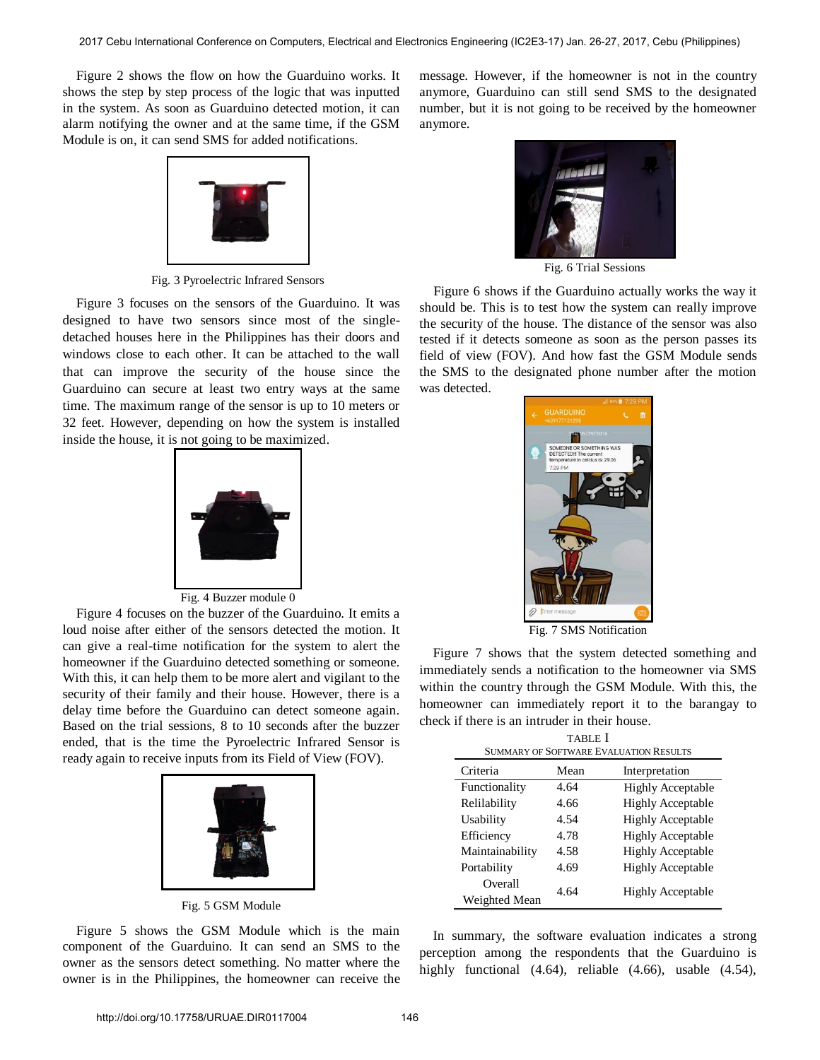Figure 2 shows the flow on how the Guarduino works. It shows the step by step process of the logic that was inputted in the system. As soon as Guarduino detected motion, it can alarm notifying the owner and at the same time, if the GSM Module is on, it can send SMS for added notifications.

Fig. 3 Pyroelectric Infrared Sensors

Figure 3 focuses on the sensors of the Guarduino. It was designed to have two sensors since most of the single-detached houses here in the Philippines has their doors and windows close to each other. It can be attached to the wall that can improve the security of the house since the Guarduino can secure at least two entry ways at the same time. The maximum range of the sensor is up to 10 meters or 32 feet. However, depending on how the system is installed inside the house, it is not going to be maximized.

Fig. 4 Buzzer module 0

Figure 4 focuses on the buzzer of the Guarduino. It emits a loud noise after either of the sensors detected the motion. It can give a real-time notification for the system to alert the homeowner if the Guarduino detected something or someone. With this, it can help them to be more alert and vigilant to the security of their family and their house. However, there is a delay time before the Guarduino can detect someone again. Based on the trial sessions, 8 to 10 seconds after the buzzer ended, that is the time the Pyroelectric Infrared Sensor is ready again to receive inputs from its Field of View (FOV).

Fig. 5 GSM Module

Figure 5 shows the GSM Module which is the main component of the Guarduino. It can send an SMS to the owner as the sensors detect something. No matter where the owner is in the Philippines, the homeowner can receive the message. However, if the homeowner is not in the country anymore, Guarduino can still send SMS to the designated number, but it is not going to be received by the homeowner anymore.

Fig. 6 Trial Sessions

Figure 6 shows if the Guarduino actually works the way it should be. This is to test how the system can really improve the security of the house. The distance of the sensor was also tested if it detects someone as soon as the person passes its field of view (FOV). And how fast the GSM Module sends the SMS to the designated phone number after the motion was detected.

Fig. 7 SMS Notification

Figure 7 shows that the system detected something and immediately sends a notification to the homeowner via SMS within the country through the GSM Module. With this, the homeowner can immediately report it to the barangay to check if there is an intruder in their house.

TABLE I
SUMMARY OF SOFTWARE EVALUATION RESULTS

| Criteria | Mean | Interpretation |
|---|---|---|
| Functionality | 4.64 | Highly Acceptable |
| Relilability | 4.66 | Highly Acceptable |
| Usability | 4.54 | Highly Acceptable |
| Efficiency | 4.78 | Highly Acceptable |
| Maintainability | 4.58 | Highly Acceptable |
| Portability | 4.69 | Highly Acceptable |
| Overall Weighted Mean | 4.64 | Highly Acceptable |

In summary, the software evaluation indicates a strong perception among the respondents that the Guarduino is highly functional (4.64), reliable (4.66), usable (4.54),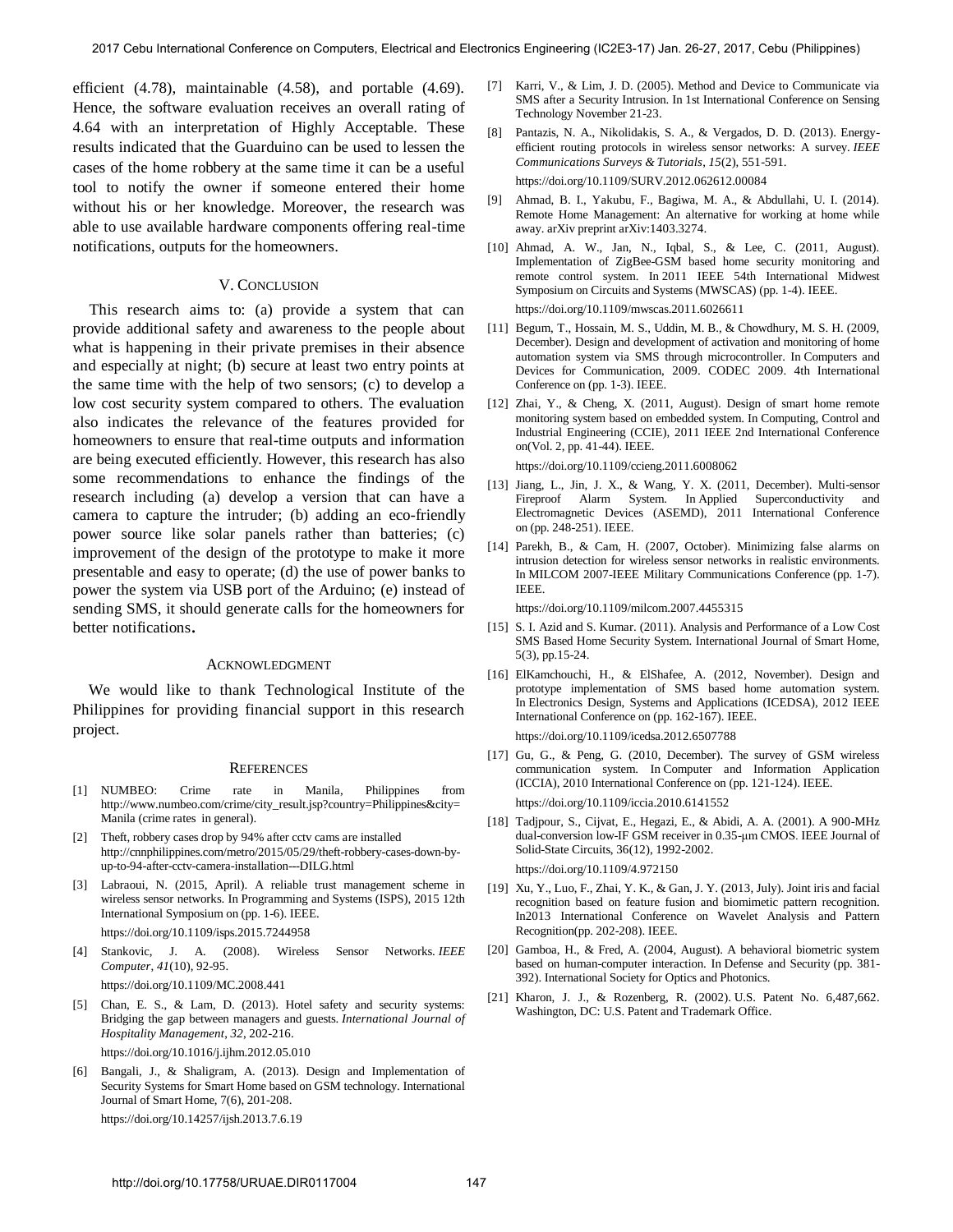efficient (4.78), maintainable (4.58), and portable (4.69). Hence, the software evaluation receives an overall rating of 4.64 with an interpretation of Highly Acceptable. These results indicated that the Guarduino can be used to lessen the cases of the home robbery at the same time it can be a useful tool to notify the owner if someone entered their home without his or her knowledge. Moreover, the research was able to use available hardware components offering real-time notifications, outputs for the homeowners.

## V. Conclusion

This research aims to: (a) provide a system that can provide additional safety and awareness to the people about what is happening in their private premises in their absence and especially at night; (b) secure at least two entry points at the same time with the help of two sensors; (c) to develop a low cost security system compared to others. The evaluation also indicates the relevance of the features provided for homeowners to ensure that real-time outputs and information are being executed efficiently. However, this research has also some recommendations to enhance the findings of the research including (a) develop a version that can have a camera to capture the intruder; (b) adding an eco-friendly power source like solar panels rather than batteries; (c) improvement of the design of the prototype to make it more presentable and easy to operate; (d) the use of power banks to power the system via USB port of the Arduino; (e) instead of sending SMS, it should generate calls for the homeowners for better notifications.

## Acknowledgment

We would like to thank Technological Institute of the Philippines for providing financial support in this research project.

## References

[1] NUMBEO: Crime rate in Manila, Philippines from http://www.numbeo.com/crime/city_result.jsp?country=Philippines&city=Manila (crime rates in general).

[2] Theft, robbery cases drop by 94% after cctv cams are installed http://cnnphilippines.com/metro/2015/05/29/theft-robbery-cases-down-by-up-to-94-after-cctv-camera-installation---DILG.html

[3] Labraoui, N. (2015, April). A reliable trust management scheme in wireless sensor networks. In Programming and Systems (ISPS), 2015 12th International Symposium on (pp. 1-6). IEEE.
https://doi.org/10.1109/isps.2015.7244958

[4] Stankovic, J. A. (2008). Wireless Sensor Networks. *IEEE Computer*, *41*(10), 92-95.
https://doi.org/10.1109/MC.2008.441

[5] Chan, E. S., & Lam, D. (2013). Hotel safety and security systems: Bridging the gap between managers and guests. *International Journal of Hospitality Management*, *32*, 202-216.
https://doi.org/10.1016/j.ijhm.2012.05.010

[6] Bangali, J., & Shaligram, A. (2013). Design and Implementation of Security Systems for Smart Home based on GSM technology. International Journal of Smart Home, 7(6), 201-208.
https://doi.org/10.14257/ijsh.2013.7.6.19

[7] Karri, V., & Lim, J. D. (2005). Method and Device to Communicate via SMS after a Security Intrusion. In 1st International Conference on Sensing Technology November 21-23.

[8] Pantazis, N. A., Nikolidakis, S. A., & Vergados, D. D. (2013). Energy-efficient routing protocols in wireless sensor networks: A survey. *IEEE Communications Surveys & Tutorials*, *15*(2), 551-591.
https://doi.org/10.1109/SURV.2012.062612.00084

[9] Ahmad, B. I., Yakubu, F., Bagiwa, M. A., & Abdullahi, U. I. (2014). Remote Home Management: An alternative for working at home while away. arXiv preprint arXiv:1403.3274.

[10] Ahmad, A. W., Jan, N., Iqbal, S., & Lee, C. (2011, August). Implementation of ZigBee-GSM based home security monitoring and remote control system. In 2011 IEEE 54th International Midwest Symposium on Circuits and Systems (MWSCAS) (pp. 1-4). IEEE.
https://doi.org/10.1109/mwscas.2011.6026611

[11] Begum, T., Hossain, M. S., Uddin, M. B., & Chowdhury, M. S. H. (2009, December). Design and development of activation and monitoring of home automation system via SMS through microcontroller. In Computers and Devices for Communication, 2009. CODEC 2009. 4th International Conference on (pp. 1-3). IEEE.

[12] Zhai, Y., & Cheng, X. (2011, August). Design of smart home remote monitoring system based on embedded system. In Computing, Control and Industrial Engineering (CCIE), 2011 IEEE 2nd International Conference on(Vol. 2, pp. 41-44). IEEE.
https://doi.org/10.1109/ccieng.2011.6008062

[13] Jiang, L., Jin, J. X., & Wang, Y. X. (2011, December). Multi-sensor Fireproof Alarm System. In Applied Superconductivity and Electromagnetic Devices (ASEMD), 2011 International Conference on (pp. 248-251). IEEE.

[14] Parekh, B., & Cam, H. (2007, October). Minimizing false alarms on intrusion detection for wireless sensor networks in realistic environments. In MILCOM 2007-IEEE Military Communications Conference (pp. 1-7). IEEE.
https://doi.org/10.1109/milcom.2007.4455315

[15] S. I. Azid and S. Kumar. (2011). Analysis and Performance of a Low Cost SMS Based Home Security System. International Journal of Smart Home, 5(3), pp.15-24.

[16] ElKamchouchi, H., & ElShafee, A. (2012, November). Design and prototype implementation of SMS based home automation system. In Electronics Design, Systems and Applications (ICEDSA), 2012 IEEE International Conference on (pp. 162-167). IEEE.
https://doi.org/10.1109/icedsa.2012.6507788

[17] Gu, G., & Peng, G. (2010, December). The survey of GSM wireless communication system. In Computer and Information Application (ICCIA), 2010 International Conference on (pp. 121-124). IEEE.
https://doi.org/10.1109/iccia.2010.6141552

[18] Tadjpour, S., Cijvat, E., Hegazi, E., & Abidi, A. A. (2001). A 900-MHz dual-conversion low-IF GSM receiver in 0.35-μm CMOS. IEEE Journal of Solid-State Circuits, 36(12), 1992-2002.
https://doi.org/10.1109/4.972150

[19] Xu, Y., Luo, F., Zhai, Y. K., & Gan, J. Y. (2013, July). Joint iris and facial recognition based on feature fusion and biomimetic pattern recognition. In2013 International Conference on Wavelet Analysis and Pattern Recognition(pp. 202-208). IEEE.

[20] Gamboa, H., & Fred, A. (2004, August). A behavioral biometric system based on human-computer interaction. In Defense and Security (pp. 381-392). International Society for Optics and Photonics.

[21] Kharon, J. J., & Rozenberg, R. (2002). U.S. Patent No. 6,487,662. Washington, DC: U.S. Patent and Trademark Office.